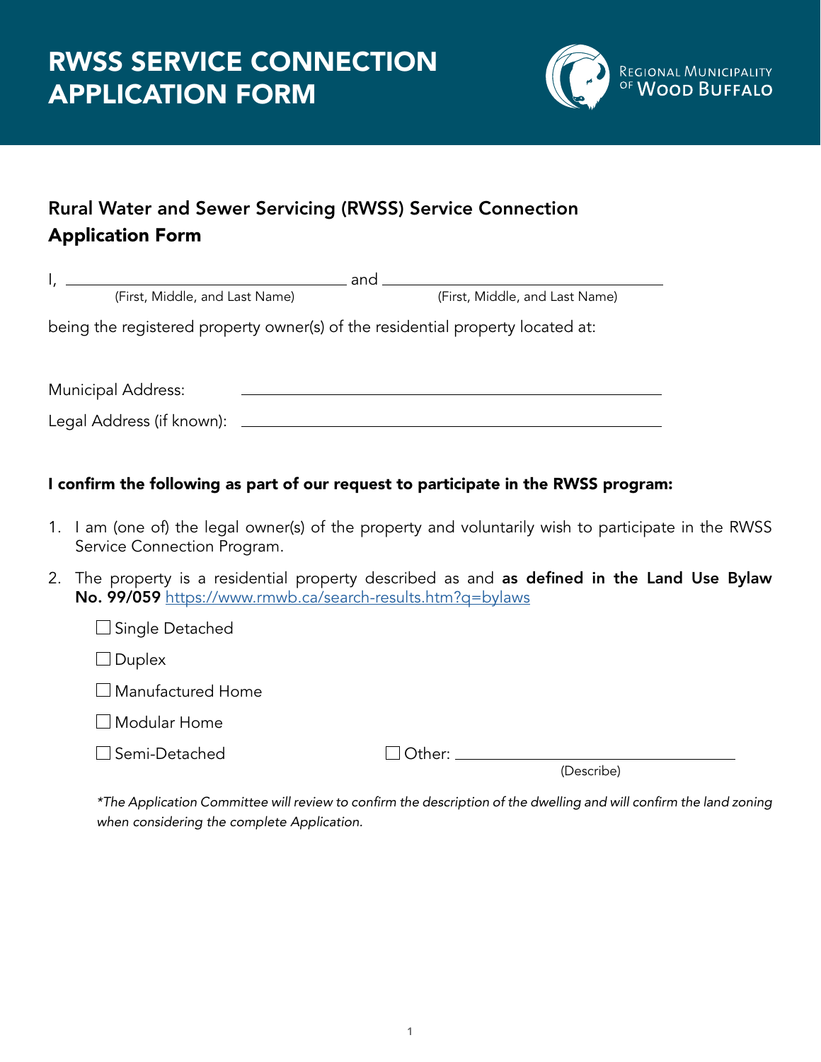# RWSS SERVICE CONNECTION APPLICATION FORM

Regional Municipality of Wood Buffalo

## Rural Water and Sewer Servicing (RWSS) Service Connection Application Form

I, ______________________________ and ______________________________
(First, Middle, and Last Name) (First, Middle, and Last Name)

being the registered property owner(s) of the residential property located at:

Municipal Address: ______________________________

Legal Address (if known): ______________________________

**I confirm the following as part of our request to participate in the RWSS program:**

1. I am (one of) the legal owner(s) of the property and voluntarily wish to participate in the RWSS Service Connection Program.
2. The property is a residential property described as and **as defined in the Land Use Bylaw No. 99/059** https://www.rmwb.ca/search-results.htm?q=bylaws

   ☐ Single Detached

   ☐ Duplex

   ☐ Manufactured Home

   ☐ Modular Home

   ☐ Semi-Detached ☐ Other: ______________________________ (Describe)

   *\*The Application Committee will review to confirm the description of the dwelling and will confirm the land zoning when considering the complete Application.*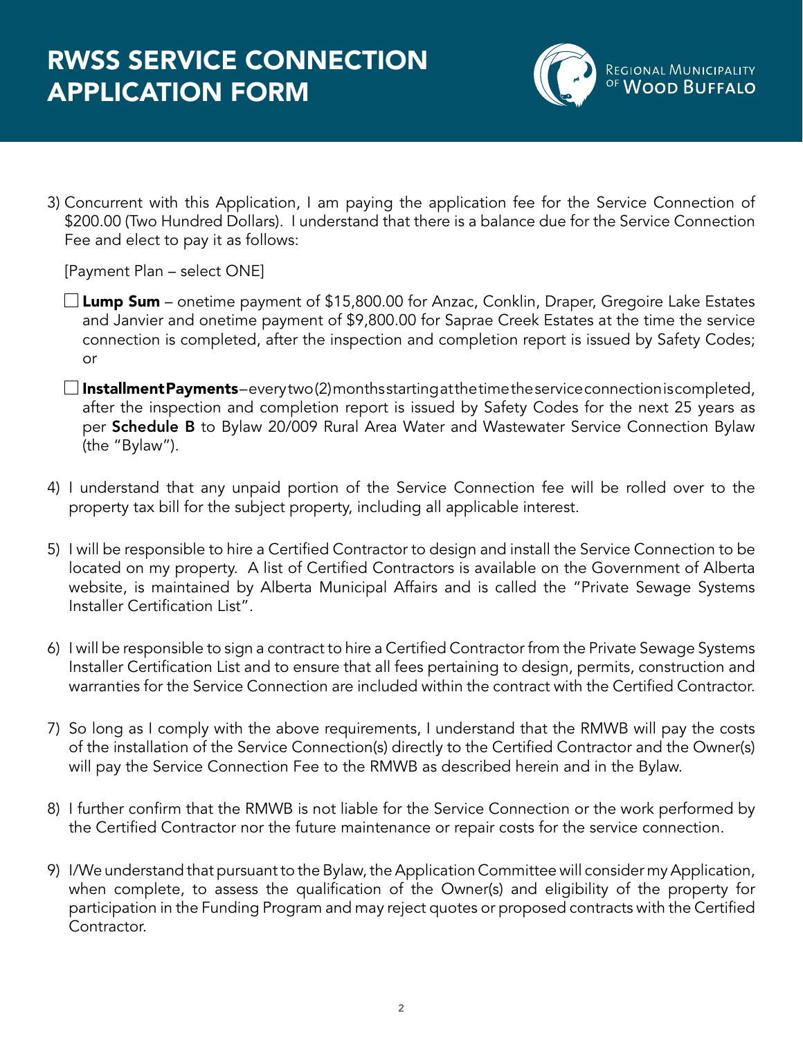3) Concurrent with this Application, I am paying the application fee for the Service Connection of $200.00 (Two Hundred Dollars). I understand that there is a balance due for the Service Connection Fee and elect to pay it as follows:

   [Payment Plan – select ONE]

   ☐ **Lump Sum** – onetime payment of $15,800.00 for Anzac, Conklin, Draper, Gregoire Lake Estates and Janvier and onetime payment of $9,800.00 for Saprae Creek Estates at the time the service connection is completed, after the inspection and completion report is issued by Safety Codes; or

   ☐ **Installment Payments** – every two (2) months starting at the time the service connection is completed, after the inspection and completion report is issued by Safety Codes for the next 25 years as per **Schedule B** to Bylaw 20/009 Rural Area Water and Wastewater Service Connection Bylaw (the "Bylaw").

4) I understand that any unpaid portion of the Service Connection fee will be rolled over to the property tax bill for the subject property, including all applicable interest.

5) I will be responsible to hire a Certified Contractor to design and install the Service Connection to be located on my property. A list of Certified Contractors is available on the Government of Alberta website, is maintained by Alberta Municipal Affairs and is called the "Private Sewage Systems Installer Certification List".

6) I will be responsible to sign a contract to hire a Certified Contractor from the Private Sewage Systems Installer Certification List and to ensure that all fees pertaining to design, permits, construction and warranties for the Service Connection are included within the contract with the Certified Contractor.

7) So long as I comply with the above requirements, I understand that the RMWB will pay the costs of the installation of the Service Connection(s) directly to the Certified Contractor and the Owner(s) will pay the Service Connection Fee to the RMWB as described herein and in the Bylaw.

8) I further confirm that the RMWB is not liable for the Service Connection or the work performed by the Certified Contractor nor the future maintenance or repair costs for the service connection.

9) I/We understand that pursuant to the Bylaw, the Application Committee will consider my Application, when complete, to assess the qualification of the Owner(s) and eligibility of the property for participation in the Funding Program and may reject quotes or proposed contracts with the Certified Contractor.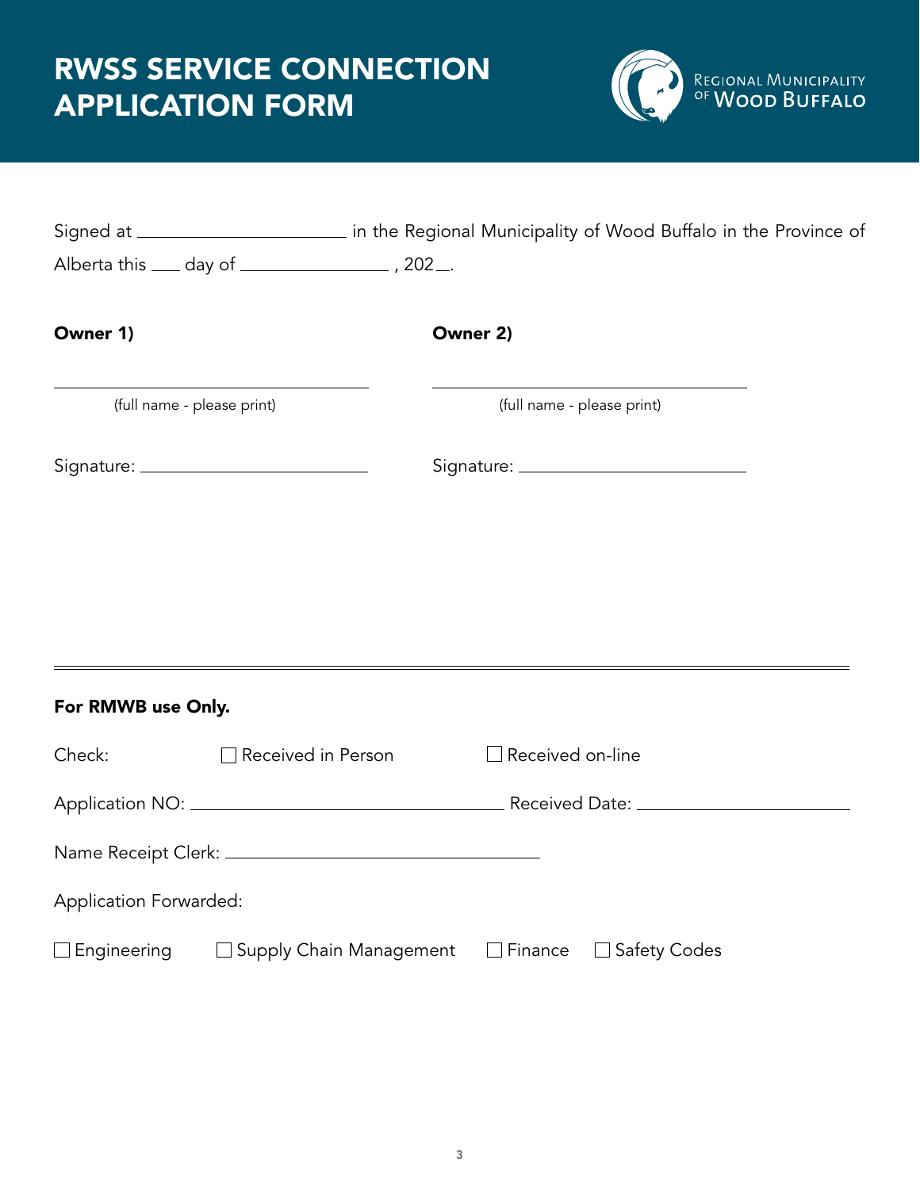# RWSS SERVICE CONNECTION APPLICATION FORM

REGIONAL MUNICIPALITY OF WOOD BUFFALO

Signed at ______________________ in the Regional Municipality of Wood Buffalo in the Province of Alberta this ___ day of ________________ , 202__.

**Owner 1)**

______________________________
(full name - please print)

Signature: ______________________

**Owner 2)**

______________________________
(full name - please print)

Signature: ______________________

---

**For RMWB use Only.**

Check: ☐ Received in Person ☐ Received on-line

Application NO: ______________________________ Received Date: ______________________

Name Receipt Clerk: ______________________________

Application Forwarded:

☐ Engineering ☐ Supply Chain Management ☐ Finance ☐ Safety Codes